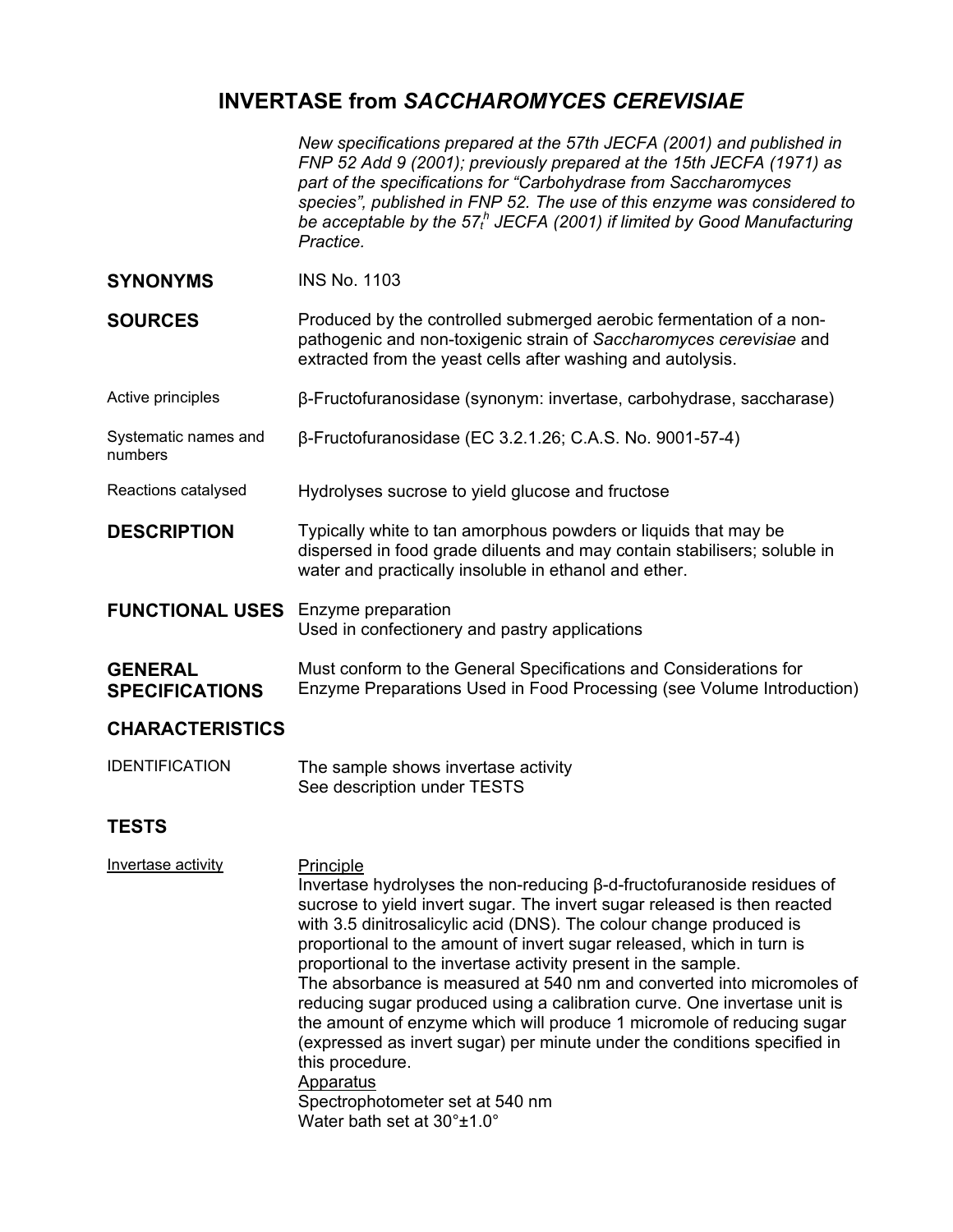# INVERTASE from *SACCHAROMYCES CEREVISIAE*

*New specifications prepared at the 57th JECFA (2001) and published in FNP 52 Add 9 (2001); previously prepared at the 15th JECFA (1971) as part of the specifications for "Carbohydrase from Saccharomyces species", published in FNP 52. The use of this enzyme was considered to be acceptable by the 57th JECFA (2001) if limited by Good Manufacturing Practice.*

**SYNONYMS**

INS No. 1103

**SOURCES**

Produced by the controlled submerged aerobic fermentation of a non-pathogenic and non-toxigenic strain of *Saccharomyces cerevisiae* and extracted from the yeast cells after washing and autolysis.

Active principles

β-Fructofuranosidase (synonym: invertase, carbohydrase, saccharase)

Systematic names and numbers

β-Fructofuranosidase (EC 3.2.1.26; C.A.S. No. 9001-57-4)

Reactions catalysed

Hydrolyses sucrose to yield glucose and fructose

**DESCRIPTION**

Typically white to tan amorphous powders or liquids that may be dispersed in food grade diluents and may contain stabilisers; soluble in water and practically insoluble in ethanol and ether.

**FUNCTIONAL USES**

Enzyme preparation
Used in confectionery and pastry applications

**GENERAL SPECIFICATIONS**

Must conform to the General Specifications and Considerations for Enzyme Preparations Used in Food Processing (see Volume Introduction)

## CHARACTERISTICS

IDENTIFICATION

The sample shows invertase activity
See description under TESTS

## TESTS

Invertase activity

Principle

Invertase hydrolyses the non-reducing β-d-fructofuranoside residues of sucrose to yield invert sugar. The invert sugar released is then reacted with 3.5 dinitrosalicylic acid (DNS). The colour change produced is proportional to the amount of invert sugar released, which in turn is proportional to the invertase activity present in the sample.
The absorbance is measured at 540 nm and converted into micromoles of reducing sugar produced using a calibration curve. One invertase unit is the amount of enzyme which will produce 1 micromole of reducing sugar (expressed as invert sugar) per minute under the conditions specified in this procedure.

Apparatus

Spectrophotometer set at 540 nm
Water bath set at 30°±1.0°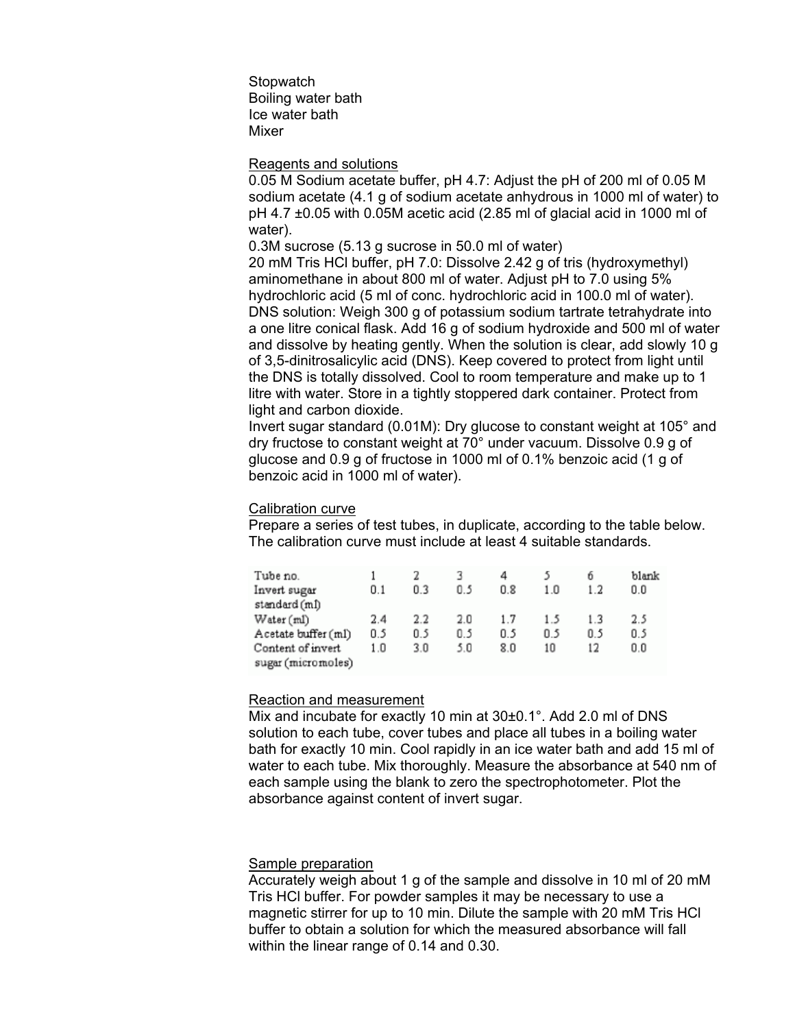Stopwatch
Boiling water bath
Ice water bath
Mixer

Reagents and solutions

0.05 M Sodium acetate buffer, pH 4.7: Adjust the pH of 200 ml of 0.05 M sodium acetate (4.1 g of sodium acetate anhydrous in 1000 ml of water) to pH 4.7 ±0.05 with 0.05M acetic acid (2.85 ml of glacial acid in 1000 ml of water).
0.3M sucrose (5.13 g sucrose in 50.0 ml of water)
20 mM Tris HCl buffer, pH 7.0: Dissolve 2.42 g of tris (hydroxymethyl) aminomethane in about 800 ml of water. Adjust pH to 7.0 using 5% hydrochloric acid (5 ml of conc. hydrochloric acid in 100.0 ml of water).
DNS solution: Weigh 300 g of potassium sodium tartrate tetrahydrate into a one litre conical flask. Add 16 g of sodium hydroxide and 500 ml of water and dissolve by heating gently. When the solution is clear, add slowly 10 g of 3,5-dinitrosalicylic acid (DNS). Keep covered to protect from light until the DNS is totally dissolved. Cool to room temperature and make up to 1 litre with water. Store in a tightly stoppered dark container. Protect from light and carbon dioxide.
Invert sugar standard (0.01M): Dry glucose to constant weight at 105° and dry fructose to constant weight at 70° under vacuum. Dissolve 0.9 g of glucose and 0.9 g of fructose in 1000 ml of 0.1% benzoic acid (1 g of benzoic acid in 1000 ml of water).

Calibration curve

Prepare a series of test tubes, in duplicate, according to the table below. The calibration curve must include at least 4 suitable standards.

| Tube no. | 1 | 2 | 3 | 4 | 5 | 6 | blank |
|---|---|---|---|---|---|---|---|
| Invert sugar standard (ml) | 0.1 | 0.3 | 0.5 | 0.8 | 1.0 | 1.2 | 0.0 |
| Water (ml) | 2.4 | 2.2 | 2.0 | 1.7 | 1.5 | 1.3 | 2.5 |
| Acetate buffer (ml) | 0.5 | 0.5 | 0.5 | 0.5 | 0.5 | 0.5 | 0.5 |
| Content of invert sugar (micromoles) | 1.0 | 3.0 | 5.0 | 8.0 | 10 | 12 | 0.0 |

Reaction and measurement

Mix and incubate for exactly 10 min at 30±0.1°. Add 2.0 ml of DNS solution to each tube, cover tubes and place all tubes in a boiling water bath for exactly 10 min. Cool rapidly in an ice water bath and add 15 ml of water to each tube. Mix thoroughly. Measure the absorbance at 540 nm of each sample using the blank to zero the spectrophotometer. Plot the absorbance against content of invert sugar.

Sample preparation

Accurately weigh about 1 g of the sample and dissolve in 10 ml of 20 mM Tris HCl buffer. For powder samples it may be necessary to use a magnetic stirrer for up to 10 min. Dilute the sample with 20 mM Tris HCl buffer to obtain a solution for which the measured absorbance will fall within the linear range of 0.14 and 0.30.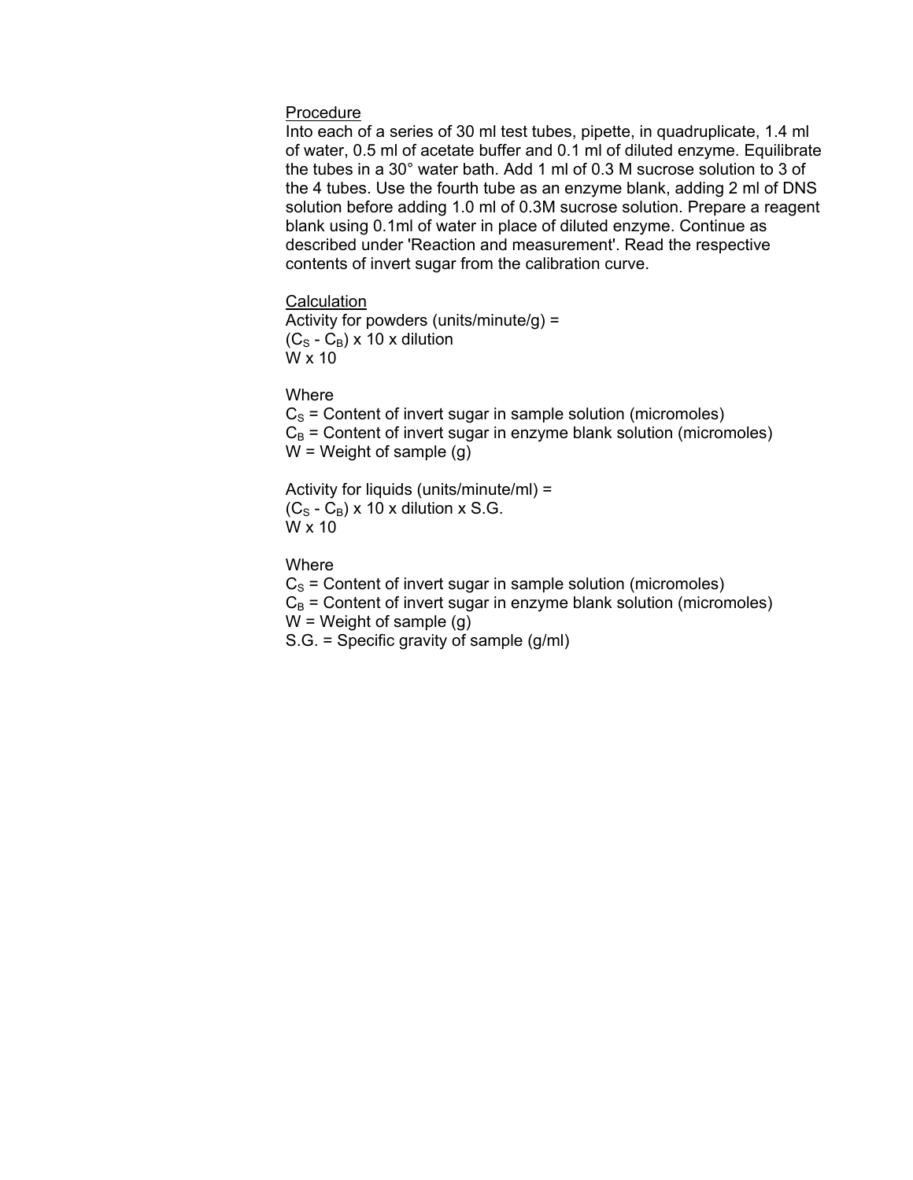Procedure

Into each of a series of 30 ml test tubes, pipette, in quadruplicate, 1.4 ml of water, 0.5 ml of acetate buffer and 0.1 ml of diluted enzyme. Equilibrate the tubes in a 30° water bath. Add 1 ml of 0.3 M sucrose solution to 3 of the 4 tubes. Use the fourth tube as an enzyme blank, adding 2 ml of DNS solution before adding 1.0 ml of 0.3M sucrose solution. Prepare a reagent blank using 0.1ml of water in place of diluted enzyme. Continue as described under 'Reaction and measurement'. Read the respective contents of invert sugar from the calibration curve.

Calculation

Activity for powders (units/minute/g) =

$$\frac{(C_S - C_B) \times 10 \times \text{dilution}}{W \times 10}$$

Where

$C_S$ = Content of invert sugar in sample solution (micromoles)

$C_B$ = Content of invert sugar in enzyme blank solution (micromoles)

W = Weight of sample (g)

Activity for liquids (units/minute/ml) =

$$\frac{(C_S - C_B) \times 10 \times \text{dilution} \times \text{S.G.}}{W \times 10}$$

Where

$C_S$ = Content of invert sugar in sample solution (micromoles)

$C_B$ = Content of invert sugar in enzyme blank solution (micromoles)

W = Weight of sample (g)

S.G. = Specific gravity of sample (g/ml)